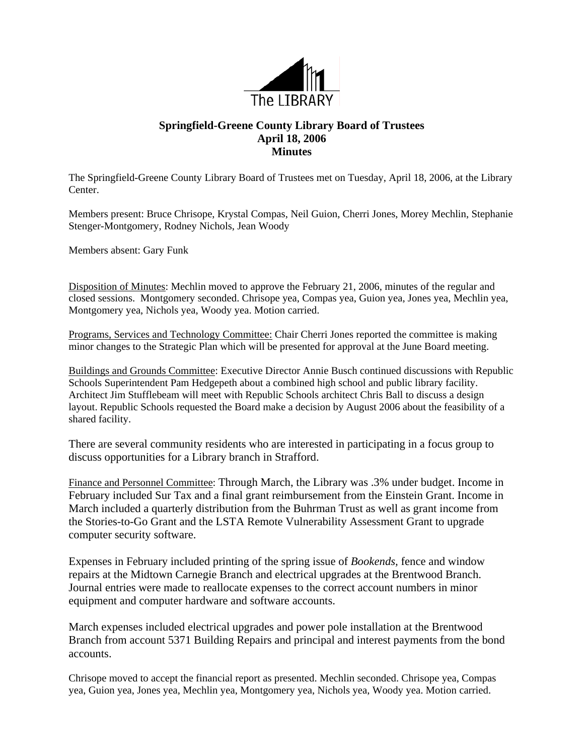The LIBRARY

**Springfield-Greene County Library Board of Trustees**
**April 18, 2006**
**Minutes**

The Springfield-Greene County Library Board of Trustees met on Tuesday, April 18, 2006, at the Library Center.

Members present: Bruce Chrisope, Krystal Compas, Neil Guion, Cherri Jones, Morey Mechlin, Stephanie Stenger-Montgomery, Rodney Nichols, Jean Woody

Members absent: Gary Funk

Disposition of Minutes: Mechlin moved to approve the February 21, 2006, minutes of the regular and closed sessions. Montgomery seconded. Chrisope yea, Compas yea, Guion yea, Jones yea, Mechlin yea, Montgomery yea, Nichols yea, Woody yea. Motion carried.

Programs, Services and Technology Committee: Chair Cherri Jones reported the committee is making minor changes to the Strategic Plan which will be presented for approval at the June Board meeting.

Buildings and Grounds Committee: Executive Director Annie Busch continued discussions with Republic Schools Superintendent Pam Hedgepeth about a combined high school and public library facility. Architect Jim Stufflebeam will meet with Republic Schools architect Chris Ball to discuss a design layout. Republic Schools requested the Board make a decision by August 2006 about the feasibility of a shared facility.

There are several community residents who are interested in participating in a focus group to discuss opportunities for a Library branch in Strafford.

Finance and Personnel Committee: Through March, the Library was .3% under budget. Income in February included Sur Tax and a final grant reimbursement from the Einstein Grant. Income in March included a quarterly distribution from the Buhrman Trust as well as grant income from the Stories-to-Go Grant and the LSTA Remote Vulnerability Assessment Grant to upgrade computer security software.

Expenses in February included printing of the spring issue of *Bookends*, fence and window repairs at the Midtown Carnegie Branch and electrical upgrades at the Brentwood Branch. Journal entries were made to reallocate expenses to the correct account numbers in minor equipment and computer hardware and software accounts.

March expenses included electrical upgrades and power pole installation at the Brentwood Branch from account 5371 Building Repairs and principal and interest payments from the bond accounts.

Chrisope moved to accept the financial report as presented. Mechlin seconded. Chrisope yea, Compas yea, Guion yea, Jones yea, Mechlin yea, Montgomery yea, Nichols yea, Woody yea. Motion carried.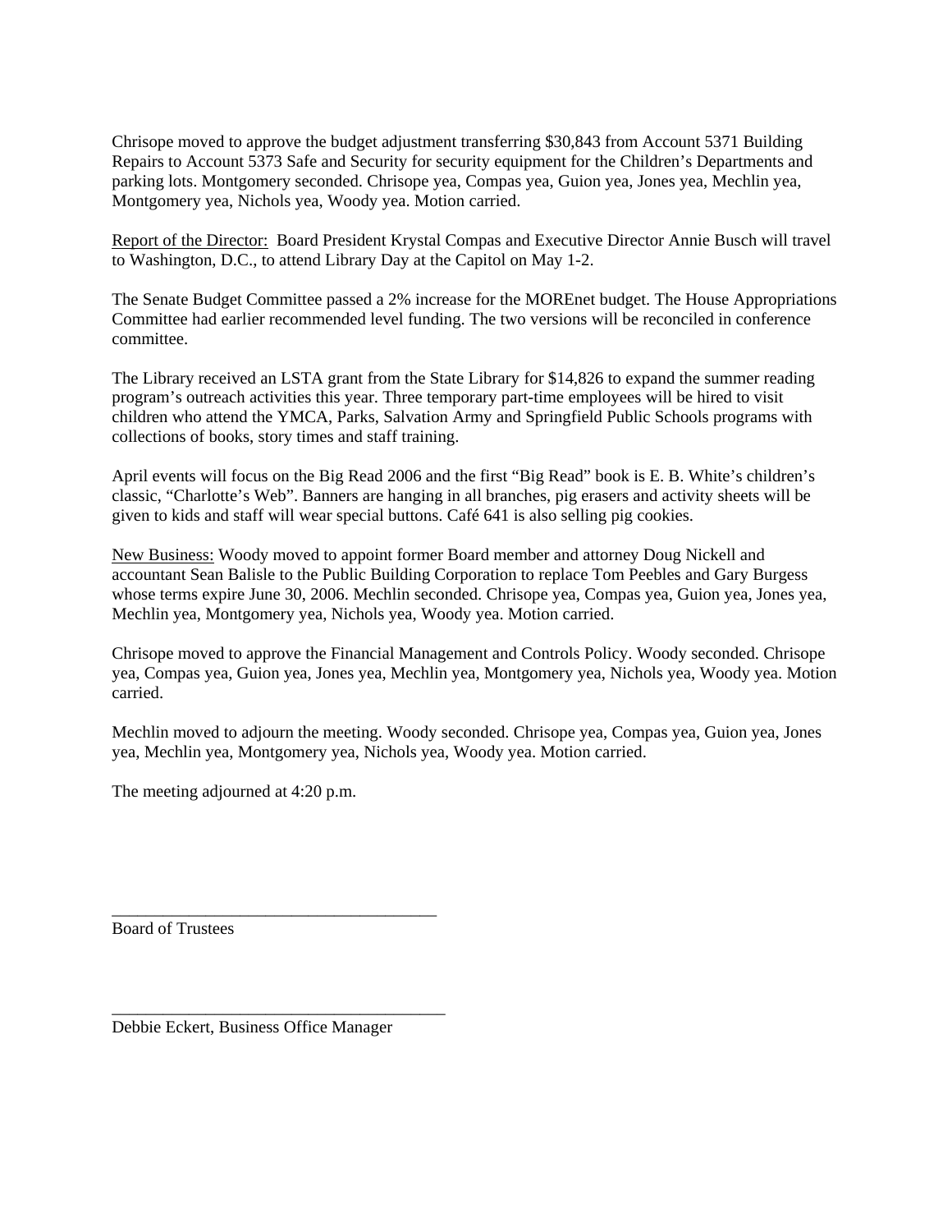Chrisope moved to approve the budget adjustment transferring $30,843 from Account 5371 Building Repairs to Account 5373 Safe and Security for security equipment for the Children's Departments and parking lots. Montgomery seconded. Chrisope yea, Compas yea, Guion yea, Jones yea, Mechlin yea, Montgomery yea, Nichols yea, Woody yea. Motion carried.

<u>Report of the Director:</u> Board President Krystal Compas and Executive Director Annie Busch will travel to Washington, D.C., to attend Library Day at the Capitol on May 1-2.

The Senate Budget Committee passed a 2% increase for the MOREnet budget. The House Appropriations Committee had earlier recommended level funding. The two versions will be reconciled in conference committee.

The Library received an LSTA grant from the State Library for $14,826 to expand the summer reading program's outreach activities this year. Three temporary part-time employees will be hired to visit children who attend the YMCA, Parks, Salvation Army and Springfield Public Schools programs with collections of books, story times and staff training.

April events will focus on the Big Read 2006 and the first "Big Read" book is E. B. White's children's classic, "Charlotte's Web". Banners are hanging in all branches, pig erasers and activity sheets will be given to kids and staff will wear special buttons. Café 641 is also selling pig cookies.

<u>New Business:</u> Woody moved to appoint former Board member and attorney Doug Nickell and accountant Sean Balisle to the Public Building Corporation to replace Tom Peebles and Gary Burgess whose terms expire June 30, 2006. Mechlin seconded. Chrisope yea, Compas yea, Guion yea, Jones yea, Mechlin yea, Montgomery yea, Nichols yea, Woody yea. Motion carried.

Chrisope moved to approve the Financial Management and Controls Policy. Woody seconded. Chrisope yea, Compas yea, Guion yea, Jones yea, Mechlin yea, Montgomery yea, Nichols yea, Woody yea. Motion carried.

Mechlin moved to adjourn the meeting. Woody seconded. Chrisope yea, Compas yea, Guion yea, Jones yea, Mechlin yea, Montgomery yea, Nichols yea, Woody yea. Motion carried.

The meeting adjourned at 4:20 p.m.

\_\_\_\_\_\_\_\_\_\_\_\_\_\_\_\_\_\_\_\_\_\_\_\_\_\_\_\_\_\_\_\_\_\_\_\_\_\_\_

Board of Trustees

\_\_\_\_\_\_\_\_\_\_\_\_\_\_\_\_\_\_\_\_\_\_\_\_\_\_\_\_\_\_\_\_\_\_\_\_\_\_\_

Debbie Eckert, Business Office Manager